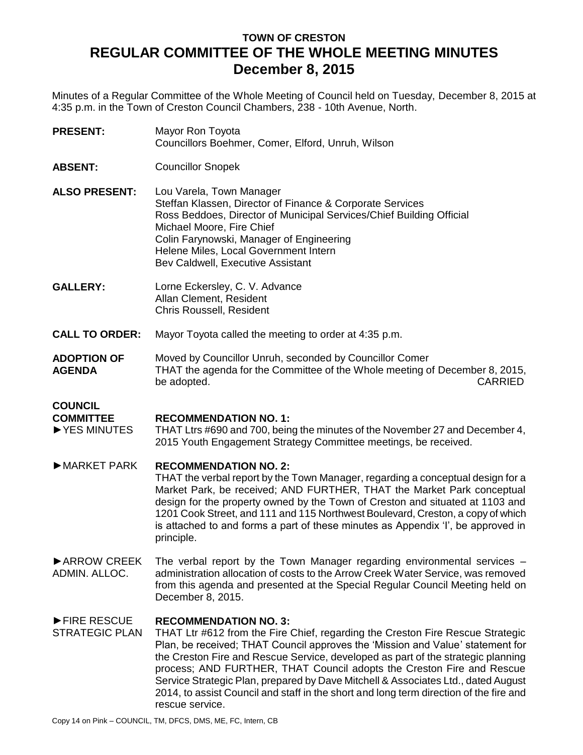# TOWN OF CRESTON
# REGULAR COMMITTEE OF THE WHOLE MEETING MINUTES
## December 8, 2015

Minutes of a Regular Committee of the Whole Meeting of Council held on Tuesday, December 8, 2015 at 4:35 p.m. in the Town of Creston Council Chambers, 238 - 10th Avenue, North.

**PRESENT:** Mayor Ron Toyota
Councillors Boehmer, Comer, Elford, Unruh, Wilson

**ABSENT:** Councillor Snopek

**ALSO PRESENT:** Lou Varela, Town Manager
Steffan Klassen, Director of Finance & Corporate Services
Ross Beddoes, Director of Municipal Services/Chief Building Official
Michael Moore, Fire Chief
Colin Farynowski, Manager of Engineering
Helene Miles, Local Government Intern
Bev Caldwell, Executive Assistant

**GALLERY:** Lorne Eckersley, C. V. Advance
Allan Clement, Resident
Chris Roussell, Resident

**CALL TO ORDER:** Mayor Toyota called the meeting to order at 4:35 p.m.

**ADOPTION OF AGENDA** Moved by Councillor Unruh, seconded by Councillor Comer
THAT the agenda for the Committee of the Whole meeting of December 8, 2015, be adopted. CARRIED

**COUNCIL COMMITTEE**

►YES MINUTES **RECOMMENDATION NO. 1:**
THAT Ltrs #690 and 700, being the minutes of the November 27 and December 4, 2015 Youth Engagement Strategy Committee meetings, be received.

►MARKET PARK **RECOMMENDATION NO. 2:**
THAT the verbal report by the Town Manager, regarding a conceptual design for a Market Park, be received; AND FURTHER, THAT the Market Park conceptual design for the property owned by the Town of Creston and situated at 1103 and 1201 Cook Street, and 111 and 115 Northwest Boulevard, Creston, a copy of which is attached to and forms a part of these minutes as Appendix 'I', be approved in principle.

►ARROW CREEK ADMIN. ALLOC. The verbal report by the Town Manager regarding environmental services – administration allocation of costs to the Arrow Creek Water Service, was removed from this agenda and presented at the Special Regular Council Meeting held on December 8, 2015.

►FIRE RESCUE STRATEGIC PLAN **RECOMMENDATION NO. 3:**
THAT Ltr #612 from the Fire Chief, regarding the Creston Fire Rescue Strategic Plan, be received; THAT Council approves the 'Mission and Value' statement for the Creston Fire and Rescue Service, developed as part of the strategic planning process; AND FURTHER, THAT Council adopts the Creston Fire and Rescue Service Strategic Plan, prepared by Dave Mitchell & Associates Ltd., dated August 2014, to assist Council and staff in the short and long term direction of the fire and rescue service.

Copy 14 on Pink – COUNCIL, TM, DFCS, DMS, ME, FC, Intern, CB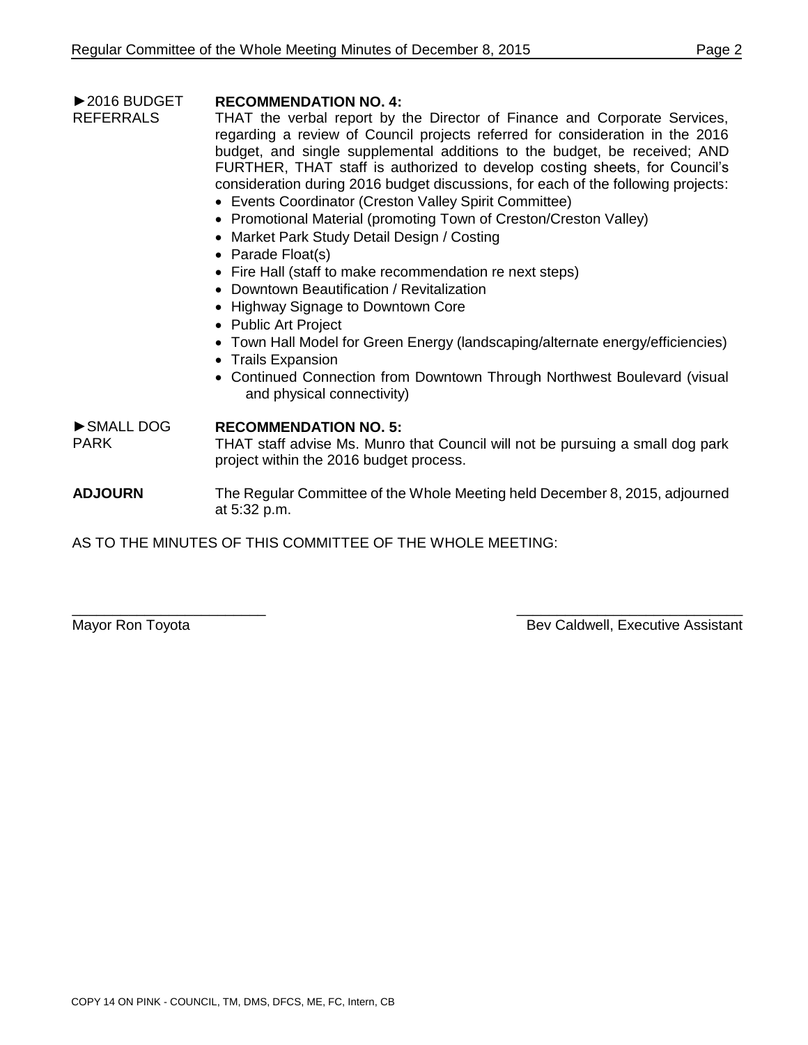►2016 BUDGET REFERRALS

**RECOMMENDATION NO. 4:**

THAT the verbal report by the Director of Finance and Corporate Services, regarding a review of Council projects referred for consideration in the 2016 budget, and single supplemental additions to the budget, be received; AND FURTHER, THAT staff is authorized to develop costing sheets, for Council's consideration during 2016 budget discussions, for each of the following projects:

- Events Coordinator (Creston Valley Spirit Committee)
- Promotional Material (promoting Town of Creston/Creston Valley)
- Market Park Study Detail Design / Costing
- Parade Float(s)
- Fire Hall (staff to make recommendation re next steps)
- Downtown Beautification / Revitalization
- Highway Signage to Downtown Core
- Public Art Project
- Town Hall Model for Green Energy (landscaping/alternate energy/efficiencies)
- Trails Expansion
- Continued Connection from Downtown Through Northwest Boulevard (visual and physical connectivity)

►SMALL DOG PARK

**RECOMMENDATION NO. 5:**

THAT staff advise Ms. Munro that Council will not be pursuing a small dog park project within the 2016 budget process.

**ADJOURN**

The Regular Committee of the Whole Meeting held December 8, 2015, adjourned at 5:32 p.m.

AS TO THE MINUTES OF THIS COMMITTEE OF THE WHOLE MEETING:

\_\_\_\_\_\_\_\_\_\_\_\_\_\_\_\_\_\_\_\_\_\_\_\_\_
Mayor Ron Toyota

\_\_\_\_\_\_\_\_\_\_\_\_\_\_\_\_\_\_\_\_\_\_\_\_\_
Bev Caldwell, Executive Assistant

COPY 14 ON PINK - COUNCIL, TM, DMS, DFCS, ME, FC, Intern, CB